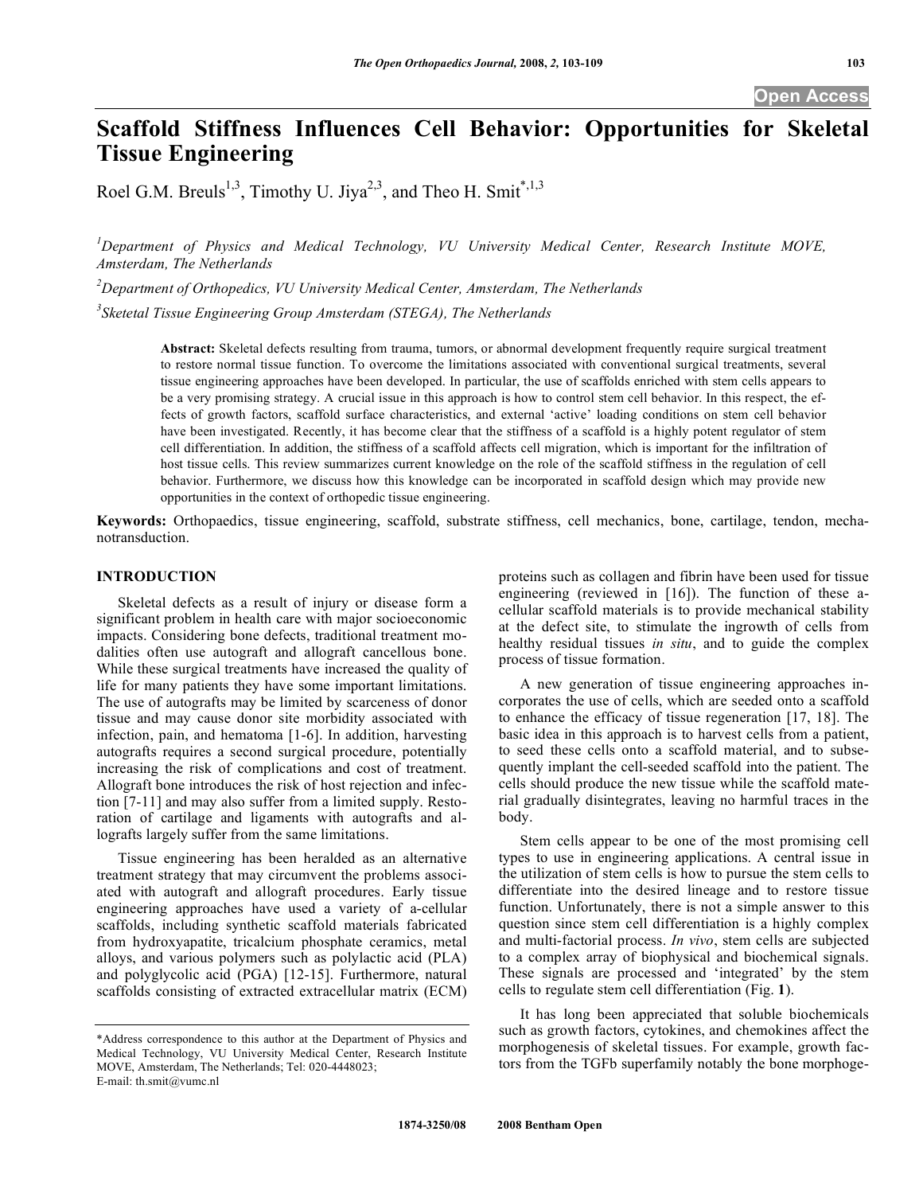# Scaffold Stiffness Influences Cell Behavior: Opportunities for Skeletal Tissue Engineering

Roel G.M. Breuls[1,3], Timothy U. Jiya[2,3], and Theo H. Smit*[1,3]

[1]Department of Physics and Medical Technology, VU University Medical Center, Research Institute MOVE, Amsterdam, The Netherlands

[2]Department of Orthopedics, VU University Medical Center, Amsterdam, The Netherlands

[3]Skeletal Tissue Engineering Group Amsterdam (STEGA), The Netherlands

**Abstract:** Skeletal defects resulting from trauma, tumors, or abnormal development frequently require surgical treatment to restore normal tissue function. To overcome the limitations associated with conventional surgical treatments, several tissue engineering approaches have been developed. In particular, the use of scaffolds enriched with stem cells appears to be a very promising strategy. A crucial issue in this approach is how to control stem cell behavior. In this respect, the effects of growth factors, scaffold surface characteristics, and external 'active' loading conditions on stem cell behavior have been investigated. Recently, it has become clear that the stiffness of a scaffold is a highly potent regulator of stem cell differentiation. In addition, the stiffness of a scaffold affects cell migration, which is important for the infiltration of host tissue cells. This review summarizes current knowledge on the role of the scaffold stiffness in the regulation of cell behavior. Furthermore, we discuss how this knowledge can be incorporated in scaffold design which may provide new opportunities in the context of orthopedic tissue engineering.

**Keywords:** Orthopaedics, tissue engineering, scaffold, substrate stiffness, cell mechanics, bone, cartilage, tendon, mechanotransduction.

## INTRODUCTION

Skeletal defects as a result of injury or disease form a significant problem in health care with major socioeconomic impacts. Considering bone defects, traditional treatment modalities often use autograft and allograft cancellous bone. While these surgical treatments have increased the quality of life for many patients they have some important limitations. The use of autografts may be limited by scarceness of donor tissue and may cause donor site morbidity associated with infection, pain, and hematoma [1-6]. In addition, harvesting autografts requires a second surgical procedure, potentially increasing the risk of complications and cost of treatment. Allograft bone introduces the risk of host rejection and infection [7-11] and may also suffer from a limited supply. Restoration of cartilage and ligaments with autografts and allografts largely suffer from the same limitations.

Tissue engineering has been heralded as an alternative treatment strategy that may circumvent the problems associated with autograft and allograft procedures. Early tissue engineering approaches have used a variety of a-cellular scaffolds, including synthetic scaffold materials fabricated from hydroxyapatite, tricalcium phosphate ceramics, metal alloys, and various polymers such as polylactic acid (PLA) and polyglycolic acid (PGA) [12-15]. Furthermore, natural scaffolds consisting of extracted extracellular matrix (ECM) proteins such as collagen and fibrin have been used for tissue engineering (reviewed in [16]). The function of these a-cellular scaffold materials is to provide mechanical stability at the defect site, to stimulate the ingrowth of cells from healthy residual tissues *in situ*, and to guide the complex process of tissue formation.

A new generation of tissue engineering approaches incorporates the use of cells, which are seeded onto a scaffold to enhance the efficacy of tissue regeneration [17, 18]. The basic idea in this approach is to harvest cells from a patient, to seed these cells onto a scaffold material, and to subsequently implant the cell-seeded scaffold into the patient. The cells should produce the new tissue while the scaffold material gradually disintegrates, leaving no harmful traces in the body.

Stem cells appear to be one of the most promising cell types to use in engineering applications. A central issue in the utilization of stem cells is how to pursue the stem cells to differentiate into the desired lineage and to restore tissue function. Unfortunately, there is not a simple answer to this question since stem cell differentiation is a highly complex and multi-factorial process. *In vivo*, stem cells are subjected to a complex array of biophysical and biochemical signals. These signals are processed and 'integrated' by the stem cells to regulate stem cell differentiation (Fig. **1**).

It has long been appreciated that soluble biochemicals such as growth factors, cytokines, and chemokines affect the morphogenesis of skeletal tissues. For example, growth factors from the TGFb superfamily notably the bone morphoge-

*Address correspondence to this author at the Department of Physics and Medical Technology, VU University Medical Center, Research Institute MOVE, Amsterdam, The Netherlands; Tel: 020-4448023; E-mail: th.smit@vumc.nl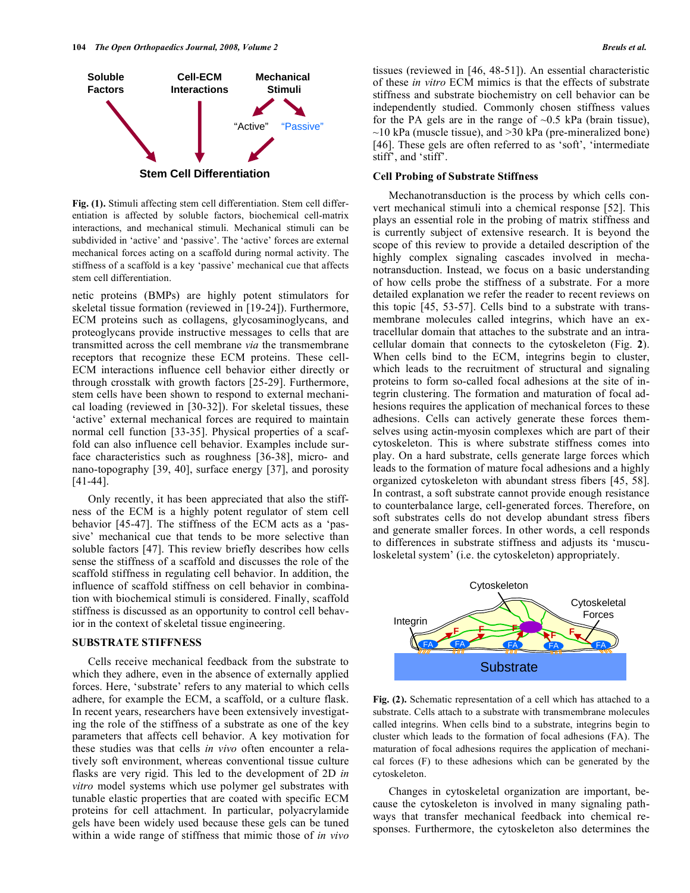Soluble Factors

Cell-ECM Interactions

Mechanical Stimuli

"Active"

"Passive"

Stem Cell Differentiation

**Fig. (1).** Stimuli affecting stem cell differentiation. Stem cell differentiation is affected by soluble factors, biochemical cell-matrix interactions, and mechanical stimuli. Mechanical stimuli can be subdivided in 'active' and 'passive'. The 'active' forces are external mechanical forces acting on a scaffold during normal activity. The stiffness of a scaffold is a key 'passive' mechanical cue that affects stem cell differentiation.

netic proteins (BMPs) are highly potent stimulators for skeletal tissue formation (reviewed in [19-24]). Furthermore, ECM proteins such as collagens, glycosaminoglycans, and proteoglycans provide instructive messages to cells that are transmitted across the cell membrane *via* the transmembrane receptors that recognize these ECM proteins. These cell-ECM interactions influence cell behavior either directly or through crosstalk with growth factors [25-29]. Furthermore, stem cells have been shown to respond to external mechanical loading (reviewed in [30-32]). For skeletal tissues, these 'active' external mechanical forces are required to maintain normal cell function [33-35]. Physical properties of a scaffold can also influence cell behavior. Examples include surface characteristics such as roughness [36-38], micro- and nano-topography [39, 40], surface energy [37], and porosity [41-44].

Only recently, it has been appreciated that also the stiffness of the ECM is a highly potent regulator of stem cell behavior [45-47]. The stiffness of the ECM acts as a 'passive' mechanical cue that tends to be more selective than soluble factors [47]. This review briefly describes how cells sense the stiffness of a scaffold and discusses the role of the scaffold stiffness in regulating cell behavior. In addition, the influence of scaffold stiffness on cell behavior in combination with biochemical stimuli is considered. Finally, scaffold stiffness is discussed as an opportunity to control cell behavior in the context of skeletal tissue engineering.

## SUBSTRATE STIFFNESS

Cells receive mechanical feedback from the substrate to which they adhere, even in the absence of externally applied forces. Here, 'substrate' refers to any material to which cells adhere, for example the ECM, a scaffold, or a culture flask. In recent years, researchers have been extensively investigating the role of the stiffness of a substrate as one of the key parameters that affects cell behavior. A key motivation for these studies was that cells *in vivo* often encounter a relatively soft environment, whereas conventional tissue culture flasks are very rigid. This led to the development of 2D *in vitro* model systems which use polymer gel substrates with tunable elastic properties that are coated with specific ECM proteins for cell attachment. In particular, polyacrylamide gels have been widely used because these gels can be tuned within a wide range of stiffness that mimic those of *in vivo* tissues (reviewed in [46, 48-51]). An essential characteristic of these *in vitro* ECM mimics is that the effects of substrate stiffness and substrate biochemistry on cell behavior can be independently studied. Commonly chosen stiffness values for the PA gels are in the range of ~0.5 kPa (brain tissue), ~10 kPa (muscle tissue), and >30 kPa (pre-mineralized bone) [46]. These gels are often referred to as 'soft', 'intermediate stiff', and 'stiff'.

### Cell Probing of Substrate Stiffness

Mechanotransduction is the process by which cells convert mechanical stimuli into a chemical response [52]. This plays an essential role in the probing of matrix stiffness and is currently subject of extensive research. It is beyond the scope of this review to provide a detailed description of the highly complex signaling cascades involved in mechanotransduction. Instead, we focus on a basic understanding of how cells probe the stiffness of a substrate. For a more detailed explanation we refer the reader to recent reviews on this topic [45, 53-57]. Cells bind to a substrate with transmembrane molecules called integrins, which have an extracellular domain that attaches to the substrate and an intracellular domain that connects to the cytoskeleton (Fig. **2**). When cells bind to the ECM, integrins begin to cluster, which leads to the recruitment of structural and signaling proteins to form so-called focal adhesions at the site of integrin clustering. The formation and maturation of focal adhesions requires the application of mechanical forces to these adhesions. Cells can actively generate these forces themselves using actin-myosin complexes which are part of their cytoskeleton. This is where substrate stiffness comes into play. On a hard substrate, cells generate large forces which leads to the formation of mature focal adhesions and a highly organized cytoskeleton with abundant stress fibers [45, 58]. In contrast, a soft substrate cannot provide enough resistance to counterbalance large, cell-generated forces. Therefore, on soft substrates cells do not develop abundant stress fibers and generate smaller forces. In other words, a cell responds to differences in substrate stiffness and adjusts its 'musculoskeletal system' (i.e. the cytoskeleton) appropriately.

Cytoskeleton

Cytoskeletal Forces

Integrin

F

FA

Substrate

**Fig. (2).** Schematic representation of a cell which has attached to a substrate. Cells attach to a substrate with transmembrane molecules called integrins. When cells bind to a substrate, integrins begin to cluster which leads to the formation of focal adhesions (FA). The maturation of focal adhesions requires the application of mechanical forces (F) to these adhesions which can be generated by the cytoskeleton.

Changes in cytoskeletal organization are important, because the cytoskeleton is involved in many signaling pathways that transfer mechanical feedback into chemical responses. Furthermore, the cytoskeleton also determines the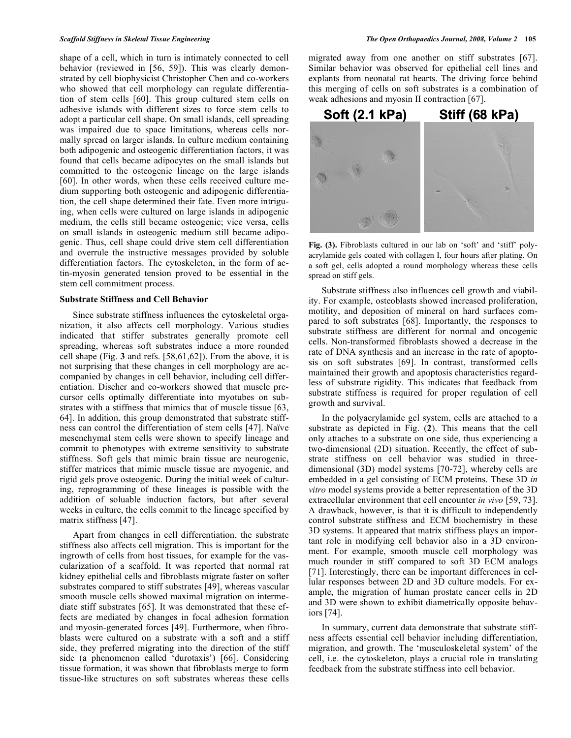shape of a cell, which in turn is intimately connected to cell behavior (reviewed in [56, 59]). This was clearly demonstrated by cell biophysicist Christopher Chen and co-workers who showed that cell morphology can regulate differentiation of stem cells [60]. This group cultured stem cells on adhesive islands with different sizes to force stem cells to adopt a particular cell shape. On small islands, cell spreading was impaired due to space limitations, whereas cells normally spread on larger islands. In culture medium containing both adipogenic and osteogenic differentiation factors, it was found that cells became adipocytes on the small islands but committed to the osteogenic lineage on the large islands [60]. In other words, when these cells received culture medium supporting both osteogenic and adipogenic differentiation, the cell shape determined their fate. Even more intriguing, when cells were cultured on large islands in adipogenic medium, the cells still became osteogenic; vice versa, cells on small islands in osteogenic medium still became adipogenic. Thus, cell shape could drive stem cell differentiation and overrule the instructive messages provided by soluble differentiation factors. The cytoskeleton, in the form of actin-myosin generated tension proved to be essential in the stem cell commitment process.

### Substrate Stiffness and Cell Behavior

Since substrate stiffness influences the cytoskeletal organization, it also affects cell morphology. Various studies indicated that stiffer substrates generally promote cell spreading, whereas soft substrates induce a more rounded cell shape (Fig. **3** and refs. [58,61,62]). From the above, it is not surprising that these changes in cell morphology are accompanied by changes in cell behavior, including cell differentiation. Discher and co-workers showed that muscle precursor cells optimally differentiate into myotubes on substrates with a stiffness that mimics that of muscle tissue [63, 64]. In addition, this group demonstrated that substrate stiffness can control the differentiation of stem cells [47]. Naïve mesenchymal stem cells were shown to specify lineage and commit to phenotypes with extreme sensitivity to substrate stiffness. Soft gels that mimic brain tissue are neurogenic, stiffer matrices that mimic muscle tissue are myogenic, and rigid gels prove osteogenic. During the initial week of culturing, reprogramming of these lineages is possible with the addition of soluable induction factors, but after several weeks in culture, the cells commit to the lineage specified by matrix stiffness [47].

Apart from changes in cell differentiation, the substrate stiffness also affects cell migration. This is important for the ingrowth of cells from host tissues, for example for the vascularization of a scaffold. It was reported that normal rat kidney epithelial cells and fibroblasts migrate faster on softer substrates compared to stiff substrates [49], whereas vascular smooth muscle cells showed maximal migration on intermediate stiff substrates [65]. It was demonstrated that these effects are mediated by changes in focal adhesion formation and myosin-generated forces [49]. Furthermore, when fibroblasts were cultured on a substrate with a soft and a stiff side, they preferred migrating into the direction of the stiff side (a phenomenon called 'durotaxis') [66]. Considering tissue formation, it was shown that fibroblasts merge to form tissue-like structures on soft substrates whereas these cells migrated away from one another on stiff substrates [67]. Similar behavior was observed for epithelial cell lines and explants from neonatal rat hearts. The driving force behind this merging of cells on soft substrates is a combination of weak adhesions and myosin II contraction [67].

Soft (2.1 kPa) Stiff (68 kPa)

**Fig. (3).** Fibroblasts cultured in our lab on 'soft' and 'stiff' polyacrylamide gels coated with collagen I, four hours after plating. On a soft gel, cells adopted a round morphology whereas these cells spread on stiff gels.

Substrate stiffness also influences cell growth and viability. For example, osteoblasts showed increased proliferation, motility, and deposition of mineral on hard surfaces compared to soft substrates [68]. Importantly, the responses to substrate stiffness are different for normal and oncogenic cells. Non-transformed fibroblasts showed a decrease in the rate of DNA synthesis and an increase in the rate of apoptosis on soft substrates [69]. In contrast, transformed cells maintained their growth and apoptosis characteristics regardless of substrate rigidity. This indicates that feedback from substrate stiffness is required for proper regulation of cell growth and survival.

In the polyacrylamide gel system, cells are attached to a substrate as depicted in Fig. (**2**). This means that the cell only attaches to a substrate on one side, thus experiencing a two-dimensional (2D) situation. Recently, the effect of substrate stiffness on cell behavior was studied in three-dimensional (3D) model systems [70-72], whereby cells are embedded in a gel consisting of ECM proteins. These 3D *in vitro* model systems provide a better representation of the 3D extracellular environment that cell encounter *in vivo* [59, 73]. A drawback, however, is that it is difficult to independently control substrate stiffness and ECM biochemistry in these 3D systems. It appeared that matrix stiffness plays an important role in modifying cell behavior also in a 3D environment. For example, smooth muscle cell morphology was much rounder in stiff compared to soft 3D ECM analogs [71]. Interestingly, there can be important differences in cellular responses between 2D and 3D culture models. For example, the migration of human prostate cancer cells in 2D and 3D were shown to exhibit diametrically opposite behaviors [74].

In summary, current data demonstrate that substrate stiffness affects essential cell behavior including differentiation, migration, and growth. The 'musculoskeletal system' of the cell, i.e. the cytoskeleton, plays a crucial role in translating feedback from the substrate stiffness into cell behavior.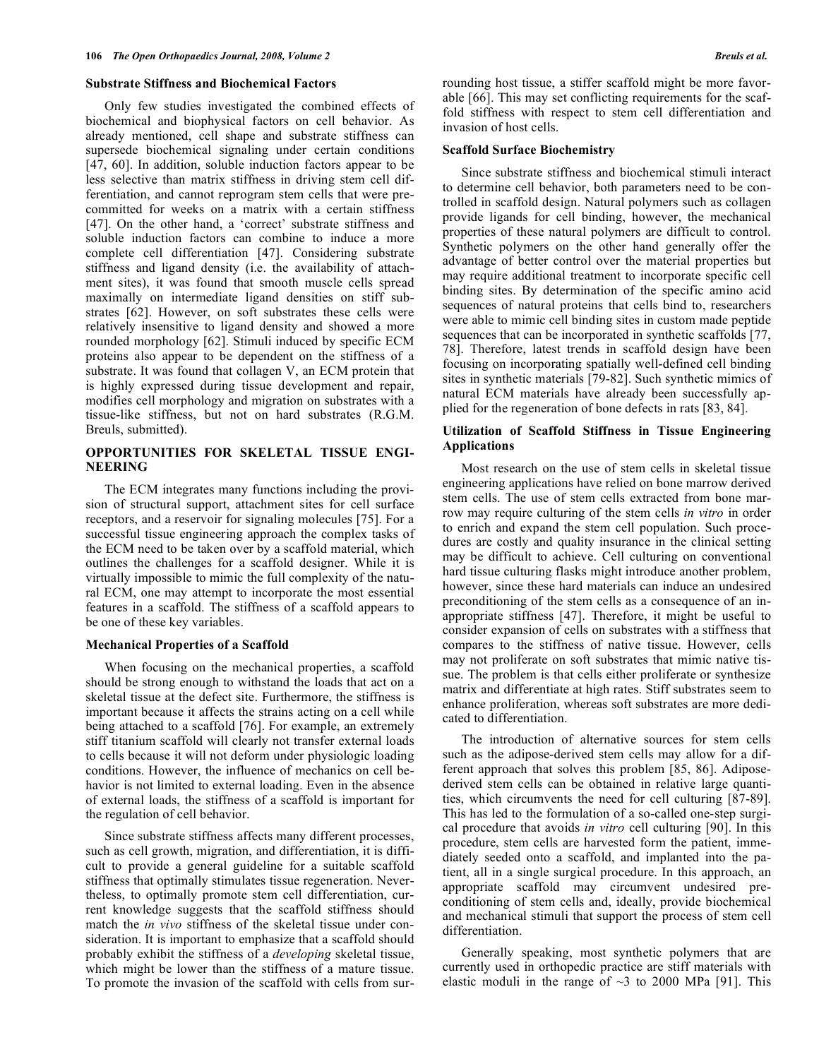### Substrate Stiffness and Biochemical Factors

Only few studies investigated the combined effects of biochemical and biophysical factors on cell behavior. As already mentioned, cell shape and substrate stiffness can supersede biochemical signaling under certain conditions [47, 60]. In addition, soluble induction factors appear to be less selective than matrix stiffness in driving stem cell differentiation, and cannot reprogram stem cells that were precommitted for weeks on a matrix with a certain stiffness [47]. On the other hand, a 'correct' substrate stiffness and soluble induction factors can combine to induce a more complete cell differentiation [47]. Considering substrate stiffness and ligand density (i.e. the availability of attachment sites), it was found that smooth muscle cells spread maximally on intermediate ligand densities on stiff substrates [62]. However, on soft substrates these cells were relatively insensitive to ligand density and showed a more rounded morphology [62]. Stimuli induced by specific ECM proteins also appear to be dependent on the stiffness of a substrate. It was found that collagen V, an ECM protein that is highly expressed during tissue development and repair, modifies cell morphology and migration on substrates with a tissue-like stiffness, but not on hard substrates (R.G.M. Breuls, submitted).

## OPPORTUNITIES FOR SKELETAL TISSUE ENGINEERING

The ECM integrates many functions including the provision of structural support, attachment sites for cell surface receptors, and a reservoir for signaling molecules [75]. For a successful tissue engineering approach the complex tasks of the ECM need to be taken over by a scaffold material, which outlines the challenges for a scaffold designer. While it is virtually impossible to mimic the full complexity of the natural ECM, one may attempt to incorporate the most essential features in a scaffold. The stiffness of a scaffold appears to be one of these key variables.

### Mechanical Properties of a Scaffold

When focusing on the mechanical properties, a scaffold should be strong enough to withstand the loads that act on a skeletal tissue at the defect site. Furthermore, the stiffness is important because it affects the strains acting on a cell while being attached to a scaffold [76]. For example, an extremely stiff titanium scaffold will clearly not transfer external loads to cells because it will not deform under physiologic loading conditions. However, the influence of mechanics on cell behavior is not limited to external loading. Even in the absence of external loads, the stiffness of a scaffold is important for the regulation of cell behavior.

Since substrate stiffness affects many different processes, such as cell growth, migration, and differentiation, it is difficult to provide a general guideline for a suitable scaffold stiffness that optimally stimulates tissue regeneration. Nevertheless, to optimally promote stem cell differentiation, current knowledge suggests that the scaffold stiffness should match the *in vivo* stiffness of the skeletal tissue under consideration. It is important to emphasize that a scaffold should probably exhibit the stiffness of a *developing* skeletal tissue, which might be lower than the stiffness of a mature tissue. To promote the invasion of the scaffold with cells from surrounding host tissue, a stiffer scaffold might be more favorable [66]. This may set conflicting requirements for the scaffold stiffness with respect to stem cell differentiation and invasion of host cells.

### Scaffold Surface Biochemistry

Since substrate stiffness and biochemical stimuli interact to determine cell behavior, both parameters need to be controlled in scaffold design. Natural polymers such as collagen provide ligands for cell binding, however, the mechanical properties of these natural polymers are difficult to control. Synthetic polymers on the other hand generally offer the advantage of better control over the material properties but may require additional treatment to incorporate specific cell binding sites. By determination of the specific amino acid sequences of natural proteins that cells bind to, researchers were able to mimic cell binding sites in custom made peptide sequences that can be incorporated in synthetic scaffolds [77, 78]. Therefore, latest trends in scaffold design have been focusing on incorporating spatially well-defined cell binding sites in synthetic materials [79-82]. Such synthetic mimics of natural ECM materials have already been successfully applied for the regeneration of bone defects in rats [83, 84].

### Utilization of Scaffold Stiffness in Tissue Engineering Applications

Most research on the use of stem cells in skeletal tissue engineering applications have relied on bone marrow derived stem cells. The use of stem cells extracted from bone marrow may require culturing of the stem cells *in vitro* in order to enrich and expand the stem cell population. Such procedures are costly and quality insurance in the clinical setting may be difficult to achieve. Cell culturing on conventional hard tissue culturing flasks might introduce another problem, however, since these hard materials can induce an undesired preconditioning of the stem cells as a consequence of an inappropriate stiffness [47]. Therefore, it might be useful to consider expansion of cells on substrates with a stiffness that compares to the stiffness of native tissue. However, cells may not proliferate on soft substrates that mimic native tissue. The problem is that cells either proliferate or synthesize matrix and differentiate at high rates. Stiff substrates seem to enhance proliferation, whereas soft substrates are more dedicated to differentiation.

The introduction of alternative sources for stem cells such as the adipose-derived stem cells may allow for a different approach that solves this problem [85, 86]. Adipose-derived stem cells can be obtained in relative large quantities, which circumvents the need for cell culturing [87-89]. This has led to the formulation of a so-called one-step surgical procedure that avoids *in vitro* cell culturing [90]. In this procedure, stem cells are harvested form the patient, immediately seeded onto a scaffold, and implanted into the patient, all in a single surgical procedure. In this approach, an appropriate scaffold may circumvent undesired preconditioning of stem cells and, ideally, provide biochemical and mechanical stimuli that support the process of stem cell differentiation.

Generally speaking, most synthetic polymers that are currently used in orthopedic practice are stiff materials with elastic moduli in the range of ~3 to 2000 MPa [91]. This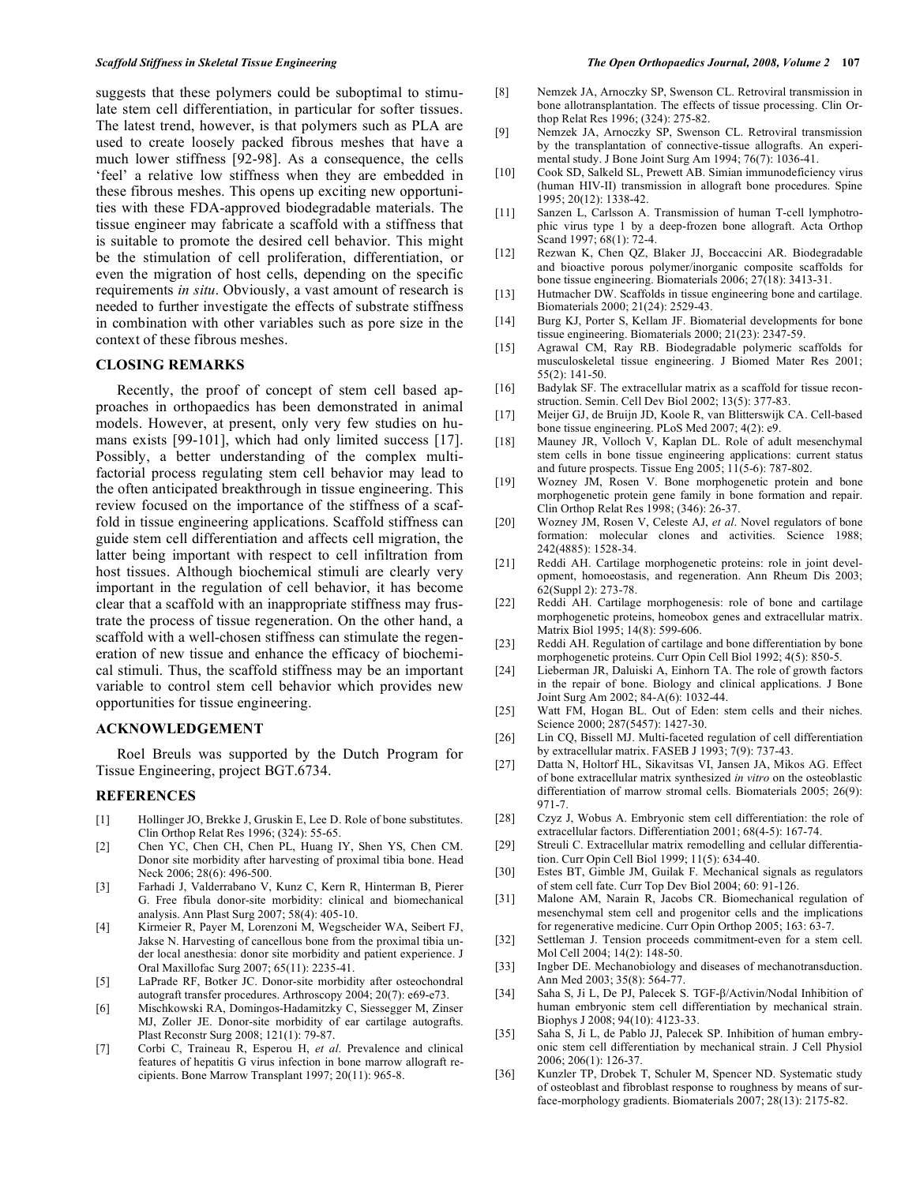suggests that these polymers could be suboptimal to stimulate stem cell differentiation, in particular for softer tissues. The latest trend, however, is that polymers such as PLA are used to create loosely packed fibrous meshes that have a much lower stiffness [92-98]. As a consequence, the cells 'feel' a relative low stiffness when they are embedded in these fibrous meshes. This opens up exciting new opportunities with these FDA-approved biodegradable materials. The tissue engineer may fabricate a scaffold with a stiffness that is suitable to promote the desired cell behavior. This might be the stimulation of cell proliferation, differentiation, or even the migration of host cells, depending on the specific requirements *in situ*. Obviously, a vast amount of research is needed to further investigate the effects of substrate stiffness in combination with other variables such as pore size in the context of these fibrous meshes.

## CLOSING REMARKS

Recently, the proof of concept of stem cell based approaches in orthopaedics has been demonstrated in animal models. However, at present, only very few studies on humans exists [99-101], which had only limited success [17]. Possibly, a better understanding of the complex multifactorial process regulating stem cell behavior may lead to the often anticipated breakthrough in tissue engineering. This review focused on the importance of the stiffness of a scaffold in tissue engineering applications. Scaffold stiffness can guide stem cell differentiation and affects cell migration, the latter being important with respect to cell infiltration from host tissues. Although biochemical stimuli are clearly very important in the regulation of cell behavior, it has become clear that a scaffold with an inappropriate stiffness may frustrate the process of tissue regeneration. On the other hand, a scaffold with a well-chosen stiffness can stimulate the regeneration of new tissue and enhance the efficacy of biochemical stimuli. Thus, the scaffold stiffness may be an important variable to control stem cell behavior which provides new opportunities for tissue engineering.

## ACKNOWLEDGEMENT

Roel Breuls was supported by the Dutch Program for Tissue Engineering, project BGT.6734.

## REFERENCES

[1] Hollinger JO, Brekke J, Gruskin E, Lee D. Role of bone substitutes. Clin Orthop Relat Res 1996; (324): 55-65.

[2] Chen YC, Chen CH, Chen PL, Huang IY, Shen YS, Chen CM. Donor site morbidity after harvesting of proximal tibia bone. Head Neck 2006; 28(6): 496-500.

[3] Farhadi J, Valderrabano V, Kunz C, Kern R, Hinterman B, Pierer G. Free fibula donor-site morbidity: clinical and biomechanical analysis. Ann Plast Surg 2007; 58(4): 405-10.

[4] Kirmeier R, Payer M, Lorenzoni M, Wegscheider WA, Seibert FJ, Jakse N. Harvesting of cancellous bone from the proximal tibia under local anesthesia: donor site morbidity and patient experience. J Oral Maxillofac Surg 2007; 65(11): 2235-41.

[5] LaPrade RF, Botker JC. Donor-site morbidity after osteochondral autograft transfer procedures. Arthroscopy 2004; 20(7): e69-e73.

[6] Mischkowski RA, Domingos-Hadamitzky C, Siessegger M, Zinser MJ, Zoller JE. Donor-site morbidity of ear cartilage autografts. Plast Reconstr Surg 2008; 121(1): 79-87.

[7] Corbi C, Traineau R, Esperou H, *et al*. Prevalence and clinical features of hepatitis G virus infection in bone marrow allograft recipients. Bone Marrow Transplant 1997; 20(11): 965-8.

[8] Nemzek JA, Arnoczky SP, Swenson CL. Retroviral transmission in bone allotransplantation. The effects of tissue processing. Clin Orthop Relat Res 1996; (324): 275-82.

[9] Nemzek JA, Arnoczky SP, Swenson CL. Retroviral transmission by the transplantation of connective-tissue allografts. An experimental study. J Bone Joint Surg Am 1994; 76(7): 1036-41.

[10] Cook SD, Salkeld SL, Prewett AB. Simian immunodeficiency virus (human HIV-II) transmission in allograft bone procedures. Spine 1995; 20(12): 1338-42.

[11] Sanzen L, Carlsson A. Transmission of human T-cell lymphotrophic virus type 1 by a deep-frozen bone allograft. Acta Orthop Scand 1997; 68(1): 72-4.

[12] Rezwan K, Chen QZ, Blaker JJ, Boccaccini AR. Biodegradable and bioactive porous polymer/inorganic composite scaffolds for bone tissue engineering. Biomaterials 2006; 27(18): 3413-31.

[13] Hutmacher DW. Scaffolds in tissue engineering bone and cartilage. Biomaterials 2000; 21(24): 2529-43.

[14] Burg KJ, Porter S, Kellam JF. Biomaterial developments for bone tissue engineering. Biomaterials 2000; 21(23): 2347-59.

[15] Agrawal CM, Ray RB. Biodegradable polymeric scaffolds for musculoskeletal tissue engineering. J Biomed Mater Res 2001; 55(2): 141-50.

[16] Badylak SF. The extracellular matrix as a scaffold for tissue reconstruction. Semin. Cell Dev Biol 2002; 13(5): 377-83.

[17] Meijer GJ, de Bruijn JD, Koole R, van Blitterswijk CA. Cell-based bone tissue engineering. PLoS Med 2007; 4(2): e9.

[18] Mauney JR, Volloch V, Kaplan DL. Role of adult mesenchymal stem cells in bone tissue engineering applications: current status and future prospects. Tissue Eng 2005; 11(5-6): 787-802.

[19] Wozney JM, Rosen V. Bone morphogenetic protein and bone morphogenetic protein gene family in bone formation and repair. Clin Orthop Relat Res 1998; (346): 26-37.

[20] Wozney JM, Rosen V, Celeste AJ, *et al*. Novel regulators of bone formation: molecular clones and activities. Science 1988; 242(4885): 1528-34.

[21] Reddi AH. Cartilage morphogenetic proteins: role in joint development, homoeostasis, and regeneration. Ann Rheum Dis 2003; 62(Suppl 2): 273-78.

[22] Reddi AH. Cartilage morphogenesis: role of bone and cartilage morphogenetic proteins, homeobox genes and extracellular matrix. Matrix Biol 1995; 14(8): 599-606.

[23] Reddi AH. Regulation of cartilage and bone differentiation by bone morphogenetic proteins. Curr Opin Cell Biol 1992; 4(5): 850-5.

[24] Lieberman JR, Daluiski A, Einhorn TA. The role of growth factors in the repair of bone. Biology and clinical applications. J Bone Joint Surg Am 2002; 84-A(6): 1032-44.

[25] Watt FM, Hogan BL. Out of Eden: stem cells and their niches. Science 2000; 287(5457): 1427-30.

[26] Lin CQ, Bissell MJ. Multi-faceted regulation of cell differentiation by extracellular matrix. FASEB J 1993; 7(9): 737-43.

[27] Datta N, Holtorf HL, Sikavitsas VI, Jansen JA, Mikos AG. Effect of bone extracellular matrix synthesized *in vitro* on the osteoblastic differentiation of marrow stromal cells. Biomaterials 2005; 26(9): 971-7.

[28] Czyz J, Wobus A. Embryonic stem cell differentiation: the role of extracellular factors. Differentiation 2001; 68(4-5): 167-74.

[29] Streuli C. Extracellular matrix remodelling and cellular differentiation. Curr Opin Cell Biol 1999; 11(5): 634-40.

[30] Estes BT, Gimble JM, Guilak F. Mechanical signals as regulators of stem cell fate. Curr Top Dev Biol 2004; 60: 91-126.

[31] Malone AM, Narain R, Jacobs CR. Biomechanical regulation of mesenchymal stem cell and progenitor cells and the implications for regenerative medicine. Curr Opin Orthop 2005; 163: 63-7.

[32] Settleman J. Tension proceeds commitment-even for a stem cell. Mol Cell 2004; 14(2): 148-50.

[33] Ingber DE. Mechanobiology and diseases of mechanotransduction. Ann Med 2003; 35(8): 564-77.

[34] Saha S, Ji L, De PJ, Palecek S. TGF-β/Activin/Nodal Inhibition of human embryonic stem cell differentiation by mechanical strain. Biophys J 2008; 94(10): 4123-33.

[35] Saha S, Ji L, de Pablo JJ, Palecek SP. Inhibition of human embryonic stem cell differentiation by mechanical strain. J Cell Physiol 2006; 206(1): 126-37.

[36] Kunzler TP, Drobek T, Schuler M, Spencer ND. Systematic study of osteoblast and fibroblast response to roughness by means of surface-morphology gradients. Biomaterials 2007; 28(13): 2175-82.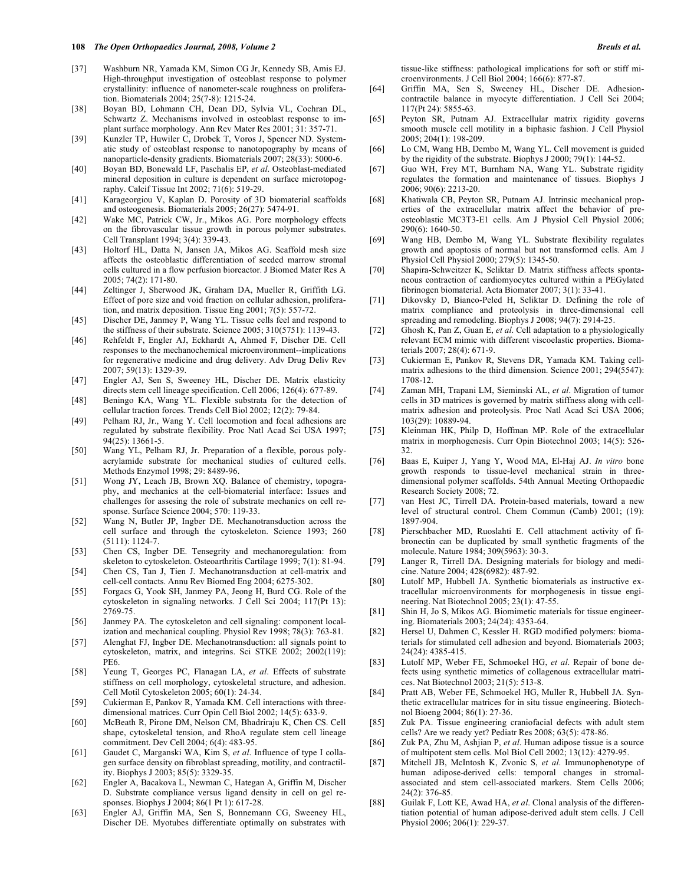[37] Washburn NR, Yamada KM, Simon CG Jr, Kennedy SB, Amis EJ. High-throughput investigation of osteoblast response to polymer crystallinity: influence of nanometer-scale roughness on proliferation. Biomaterials 2004; 25(7-8): 1215-24.

[38] Boyan BD, Lohmann CH, Dean DD, Sylvia VL, Cochran DL, Schwartz Z. Mechanisms involved in osteoblast response to implant surface morphology. Ann Rev Mater Res 2001; 31: 357-71.

[39] Kunzler TP, Huwiler C, Drobek T, Voros J, Spencer ND. Systematic study of osteoblast response to nanotopography by means of nanoparticle-density gradients. Biomaterials 2007; 28(33): 5000-6.

[40] Boyan BD, Bonewald LF, Paschalis EP, *et al*. Osteoblast-mediated mineral deposition in culture is dependent on surface microtopography. Calcif Tissue Int 2002; 71(6): 519-29.

[41] Karageorgiou V, Kaplan D. Porosity of 3D biomaterial scaffolds and osteogenesis. Biomaterials 2005; 26(27): 5474-91.

[42] Wake MC, Patrick CW, Jr., Mikos AG. Pore morphology effects on the fibrovascular tissue growth in porous polymer substrates. Cell Transplant 1994; 3(4): 339-43.

[43] Holtorf HL, Datta N, Jansen JA, Mikos AG. Scaffold mesh size affects the osteoblastic differentiation of seeded marrow stromal cells cultured in a flow perfusion bioreactor. J Biomed Mater Res A 2005; 74(2): 171-80.

[44] Zeltinger J, Sherwood JK, Graham DA, Mueller R, Griffith LG. Effect of pore size and void fraction on cellular adhesion, proliferation, and matrix deposition. Tissue Eng 2001; 7(5): 557-72.

[45] Discher DE, Janmey P, Wang YL. Tissue cells feel and respond to the stiffness of their substrate. Science 2005; 310(5751): 1139-43.

[46] Rehfeldt F, Engler AJ, Eckhardt A, Ahmed F, Discher DE. Cell responses to the mechanochemical microenvironment--implications for regenerative medicine and drug delivery. Adv Drug Deliv Rev 2007; 59(13): 1329-39.

[47] Engler AJ, Sen S, Sweeney HL, Discher DE. Matrix elasticity directs stem cell lineage specification. Cell 2006; 126(4): 677-89.

[48] Beningo KA, Wang YL. Flexible substrata for the detection of cellular traction forces. Trends Cell Biol 2002; 12(2): 79-84.

[49] Pelham RJ, Jr., Wang Y. Cell locomotion and focal adhesions are regulated by substrate flexibility. Proc Natl Acad Sci USA 1997; 94(25): 13661-5.

[50] Wang YL, Pelham RJ, Jr. Preparation of a flexible, porous polyacrylamide substrate for mechanical studies of cultured cells. Methods Enzymol 1998; 29: 8489-96.

[51] Wong JY, Leach JB, Brown XQ. Balance of chemistry, topography, and mechanics at the cell-biomaterial interface: Issues and challenges for assesing the role of substrate mechanics on cell response. Surface Science 2004; 570: 119-33.

[52] Wang N, Butler JP, Ingber DE. Mechanotransduction across the cell surface and through the cytoskeleton. Science 1993; 260 (5111): 1124-7.

[53] Chen CS, Ingber DE. Tensegrity and mechanoregulation: from skeleton to cytoskeleton. Osteoarthritis Cartilage 1999; 7(1): 81-94.

[54] Chen CS, Tan J, Tien J. Mechanotransduction at cell-matrix and cell-cell contacts. Annu Rev Biomed Eng 2004; 6275-302.

[55] Forgacs G, Yook SH, Janmey PA, Jeong H, Burd CG. Role of the cytoskeleton in signaling networks. J Cell Sci 2004; 117(Pt 13): 2769-75.

[56] Janmey PA. The cytoskeleton and cell signaling: component localization and mechanical coupling. Physiol Rev 1998; 78(3): 763-81.

[57] Alenghat FJ, Ingber DE. Mechanotransduction: all signals point to cytoskeleton, matrix, and integrins. Sci STKE 2002; 2002(119): PE6.

[58] Yeung T, Georges PC, Flanagan LA, *et al*. Effects of substrate stiffness on cell morphology, cytoskeletal structure, and adhesion. Cell Motil Cytoskeleton 2005; 60(1): 24-34.

[59] Cukierman E, Pankov R, Yamada KM. Cell interactions with three-dimensional matrices. Curr Opin Cell Biol 2002; 14(5): 633-9.

[60] McBeath R, Pirone DM, Nelson CM, Bhadriraju K, Chen CS. Cell shape, cytoskeletal tension, and RhoA regulate stem cell lineage commitment. Dev Cell 2004; 6(4): 483-95.

[61] Gaudet C, Marganski WA, Kim S, *et al*. Influence of type I collagen surface density on fibroblast spreading, motility, and contractility. Biophys J 2003; 85(5): 3329-35.

[62] Engler A, Bacakova L, Newman C, Hategan A, Griffin M, Discher D. Substrate compliance versus ligand density in cell on gel responses. Biophys J 2004; 86(1 Pt 1): 617-28.

[63] Engler AJ, Griffin MA, Sen S, Bonnemann CG, Sweeney HL, Discher DE. Myotubes differentiate optimally on substrates with tissue-like stiffness: pathological implications for soft or stiff microenvironments. J Cell Biol 2004; 166(6): 877-87.

[64] Griffin MA, Sen S, Sweeney HL, Discher DE. Adhesion-contractile balance in myocyte differentiation. J Cell Sci 2004; 117(Pt 24): 5855-63.

[65] Peyton SR, Putnam AJ. Extracellular matrix rigidity governs smooth muscle cell motility in a biphasic fashion. J Cell Physiol 2005; 204(1): 198-209.

[66] Lo CM, Wang HB, Dembo M, Wang YL. Cell movement is guided by the rigidity of the substrate. Biophys J 2000; 79(1): 144-52.

[67] Guo WH, Frey MT, Burnham NA, Wang YL. Substrate rigidity regulates the formation and maintenance of tissues. Biophys J 2006; 90(6): 2213-20.

[68] Khatiwala CB, Peyton SR, Putnam AJ. Intrinsic mechanical properties of the extracellular matrix affect the behavior of pre-osteoblastic MC3T3-E1 cells. Am J Physiol Cell Physiol 2006; 290(6): 1640-50.

[69] Wang HB, Dembo M, Wang YL. Substrate flexibility regulates growth and apoptosis of normal but not transformed cells. Am J Physiol Cell Physiol 2000; 279(5): 1345-50.

[70] Shapira-Schweitzer K, Seliktar D. Matrix stiffness affects spontaneous contraction of cardiomyocytes cultured within a PEGylated fibrinogen biomaterial. Acta Biomater 2007; 3(1): 33-41.

[71] Dikovsky D, Bianco-Peled H, Seliktar D. Defining the role of matrix compliance and proteolysis in three-dimensional cell spreading and remodeling. Biophys J 2008; 94(7): 2914-25.

[72] Ghosh K, Pan Z, Guan E, *et al*. Cell adaptation to a physiologically relevant ECM mimic with different viscoelastic properties. Biomaterials 2007; 28(4): 671-9.

[73] Cukierman E, Pankov R, Stevens DR, Yamada KM. Taking cell-matrix adhesions to the third dimension. Science 2001; 294(5547): 1708-12.

[74] Zaman MH, Trapani LM, Sieminski AL, *et al*. Migration of tumor cells in 3D matrices is governed by matrix stiffness along with cell-matrix adhesion and proteolysis. Proc Natl Acad Sci USA 2006; 103(29): 10889-94.

[75] Kleinman HK, Philp D, Hoffman MP. Role of the extracellular matrix in morphogenesis. Curr Opin Biotechnol 2003; 14(5): 526-32.

[76] Baas E, Kuiper J, Yang Y, Wood MA, El-Haj AJ. *In vitro* bone growth responds to tissue-level mechanical strain in three-dimensional polymer scaffolds. 54th Annual Meeting Orthopaedic Research Society 2008; 72.

[77] van Hest JC, Tirrell DA. Protein-based materials, toward a new level of structural control. Chem Commun (Camb) 2001; (19): 1897-904.

[78] Pierschbacher MD, Ruoslahti E. Cell attachment activity of fibronectin can be duplicated by small synthetic fragments of the molecule. Nature 1984; 309(5963): 30-3.

[79] Langer R, Tirrell DA. Designing materials for biology and medicine. Nature 2004; 428(6982): 487-92.

[80] Lutolf MP, Hubbell JA. Synthetic biomaterials as instructive extracellular microenvironments for morphogenesis in tissue engineering. Nat Biotechnol 2005; 23(1): 47-55.

[81] Shin H, Jo S, Mikos AG. Biomimetic materials for tissue engineering. Biomaterials 2003; 24(24): 4353-64.

[82] Hersel U, Dahmen C, Kessler H. RGD modified polymers: biomaterials for stimulated cell adhesion and beyond. Biomaterials 2003; 24(24): 4385-415.

[83] Lutolf MP, Weber FE, Schmoekel HG, *et al*. Repair of bone defects using synthetic mimetics of collagenous extracellular matrices. Nat Biotechnol 2003; 21(5): 513-8.

[84] Pratt AB, Weber FE, Schmoekel HG, Muller R, Hubbell JA. Synthetic extracellular matrices for in situ tissue engineering. Biotechnol Bioeng 2004; 86(1): 27-36.

[85] Zuk PA. Tissue engineering craniofacial defects with adult stem cells? Are we ready yet? Pediatr Res 2008; 63(5): 478-86.

[86] Zuk PA, Zhu M, Ashjian P, *et al*. Human adipose tissue is a source of multipotent stem cells. Mol Biol Cell 2002; 13(12): 4279-95.

[87] Mitchell JB, McIntosh K, Zvonic S, *et al*. Immunophenotype of human adipose-derived cells: temporal changes in stromal-associated and stem cell-associated markers. Stem Cells 2006; 24(2): 376-85.

[88] Guilak F, Lott KE, Awad HA, *et al*. Clonal analysis of the differentiation potential of human adipose-derived adult stem cells. J Cell Physiol 2006; 206(1): 229-37.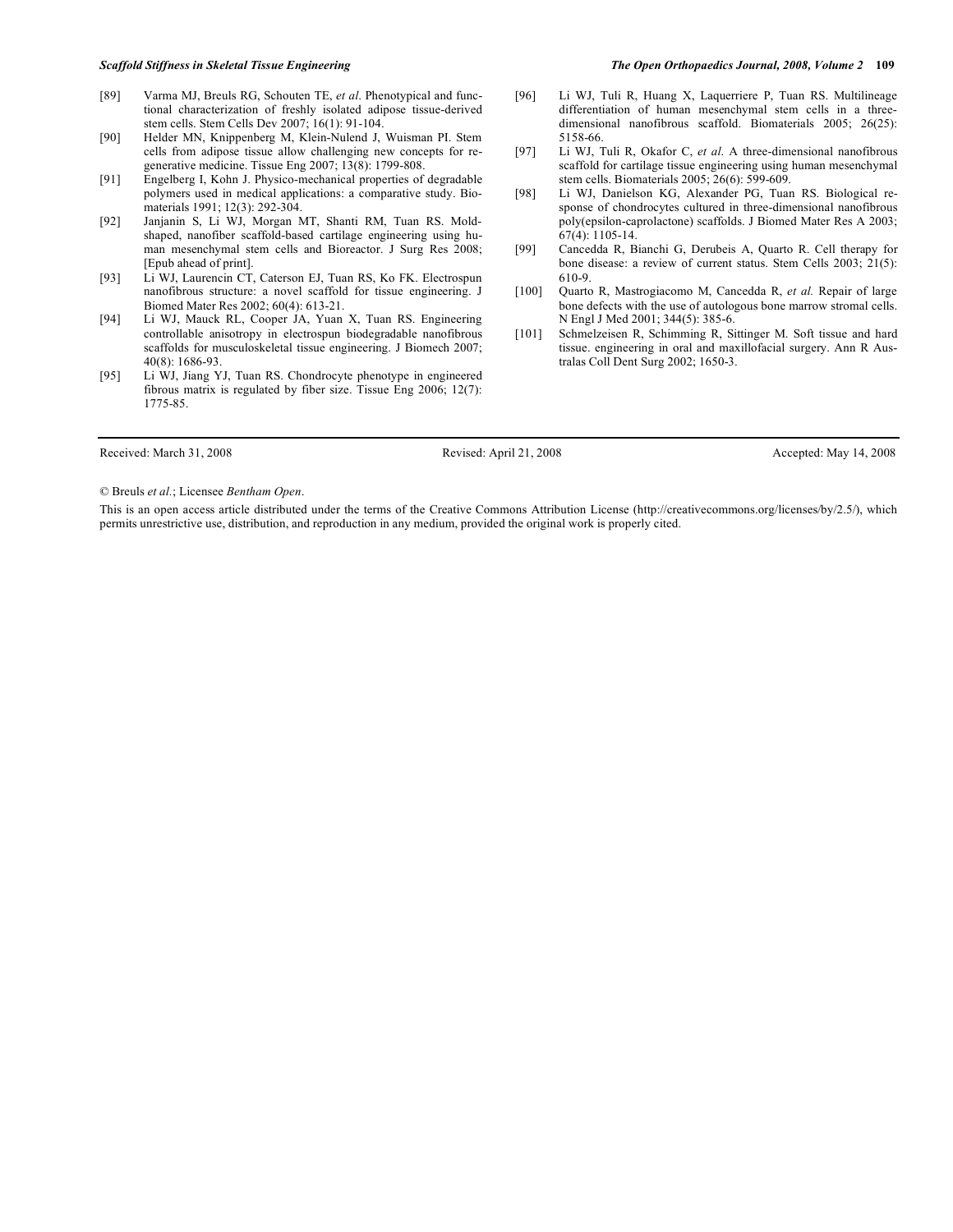[89] Varma MJ, Breuls RG, Schouten TE, *et al*. Phenotypical and functional characterization of freshly isolated adipose tissue-derived stem cells. Stem Cells Dev 2007; 16(1): 91-104.

[90] Helder MN, Knippenberg M, Klein-Nulend J, Wuisman PI. Stem cells from adipose tissue allow challenging new concepts for regenerative medicine. Tissue Eng 2007; 13(8): 1799-808.

[91] Engelberg I, Kohn J. Physico-mechanical properties of degradable polymers used in medical applications: a comparative study. Biomaterials 1991; 12(3): 292-304.

[92] Janjanin S, Li WJ, Morgan MT, Shanti RM, Tuan RS. Mold-shaped, nanofiber scaffold-based cartilage engineering using human mesenchymal stem cells and Bioreactor. J Surg Res 2008; [Epub ahead of print].

[93] Li WJ, Laurencin CT, Caterson EJ, Tuan RS, Ko FK. Electrospun nanofibrous structure: a novel scaffold for tissue engineering. J Biomed Mater Res 2002; 60(4): 613-21.

[94] Li WJ, Mauck RL, Cooper JA, Yuan X, Tuan RS. Engineering controllable anisotropy in electrospun biodegradable nanofibrous scaffolds for musculoskeletal tissue engineering. J Biomech 2007; 40(8): 1686-93.

[95] Li WJ, Jiang YJ, Tuan RS. Chondrocyte phenotype in engineered fibrous matrix is regulated by fiber size. Tissue Eng 2006; 12(7): 1775-85.

[96] Li WJ, Tuli R, Huang X, Laquerriere P, Tuan RS. Multilineage differentiation of human mesenchymal stem cells in a three-dimensional nanofibrous scaffold. Biomaterials 2005; 26(25): 5158-66.

[97] Li WJ, Tuli R, Okafor C, *et al*. A three-dimensional nanofibrous scaffold for cartilage tissue engineering using human mesenchymal stem cells. Biomaterials 2005; 26(6): 599-609.

[98] Li WJ, Danielson KG, Alexander PG, Tuan RS. Biological response of chondrocytes cultured in three-dimensional nanofibrous poly(epsilon-caprolactone) scaffolds. J Biomed Mater Res A 2003; 67(4): 1105-14.

[99] Cancedda R, Bianchi G, Derubeis A, Quarto R. Cell therapy for bone disease: a review of current status. Stem Cells 2003; 21(5): 610-9.

[100] Quarto R, Mastrogiacomo M, Cancedda R, *et al.* Repair of large bone defects with the use of autologous bone marrow stromal cells. N Engl J Med 2001; 344(5): 385-6.

[101] Schmelzeisen R, Schimming R, Sittinger M. Soft tissue and hard tissue. engineering in oral and maxillofacial surgery. Ann R Australas Coll Dent Surg 2002; 1650-3.

---

Received: March 31, 2008 Revised: April 21, 2008 Accepted: May 14, 2008

© Breuls *et al.*; Licensee *Bentham Open*.

This is an open access article distributed under the terms of the Creative Commons Attribution License (http://creativecommons.org/licenses/by/2.5/), which permits unrestrictive use, distribution, and reproduction in any medium, provided the original work is properly cited.